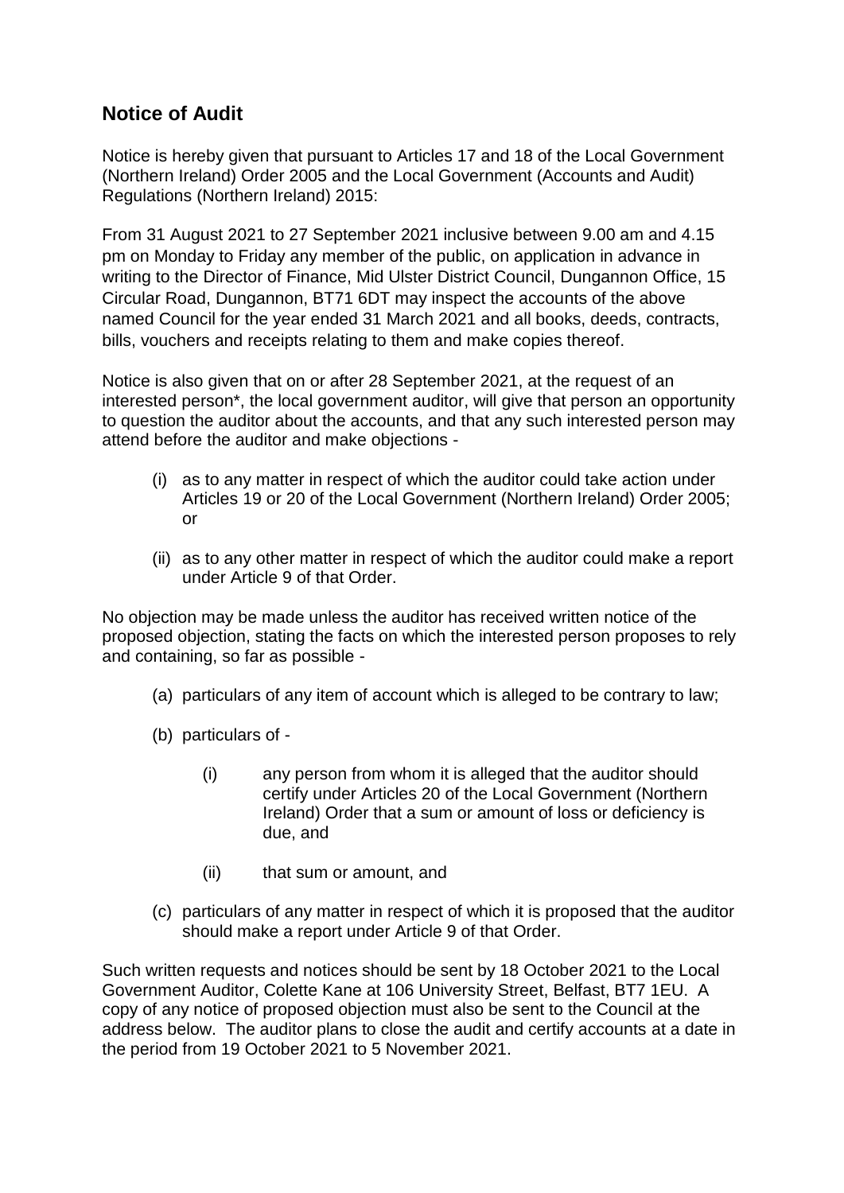## Notice of Audit

Notice is hereby given that pursuant to Articles 17 and 18 of the Local Government (Northern Ireland) Order 2005 and the Local Government (Accounts and Audit) Regulations (Northern Ireland) 2015:

From 31 August 2021 to 27 September 2021 inclusive between 9.00 am and 4.15 pm on Monday to Friday any member of the public, on application in advance in writing to the Director of Finance, Mid Ulster District Council, Dungannon Office, 15 Circular Road, Dungannon, BT71 6DT may inspect the accounts of the above named Council for the year ended 31 March 2021 and all books, deeds, contracts, bills, vouchers and receipts relating to them and make copies thereof.

Notice is also given that on or after 28 September 2021, at the request of an interested person*, the local government auditor, will give that person an opportunity to question the auditor about the accounts, and that any such interested person may attend before the auditor and make objections -

(i) as to any matter in respect of which the auditor could take action under Articles 19 or 20 of the Local Government (Northern Ireland) Order 2005; or

(ii) as to any other matter in respect of which the auditor could make a report under Article 9 of that Order.

No objection may be made unless the auditor has received written notice of the proposed objection, stating the facts on which the interested person proposes to rely and containing, so far as possible -

(a) particulars of any item of account which is alleged to be contrary to law;

(b) particulars of -

   (i) any person from whom it is alleged that the auditor should certify under Articles 20 of the Local Government (Northern Ireland) Order that a sum or amount of loss or deficiency is due, and

   (ii) that sum or amount, and

(c) particulars of any matter in respect of which it is proposed that the auditor should make a report under Article 9 of that Order.

Such written requests and notices should be sent by 18 October 2021 to the Local Government Auditor, Colette Kane at 106 University Street, Belfast, BT7 1EU. A copy of any notice of proposed objection must also be sent to the Council at the address below. The auditor plans to close the audit and certify accounts at a date in the period from 19 October 2021 to 5 November 2021.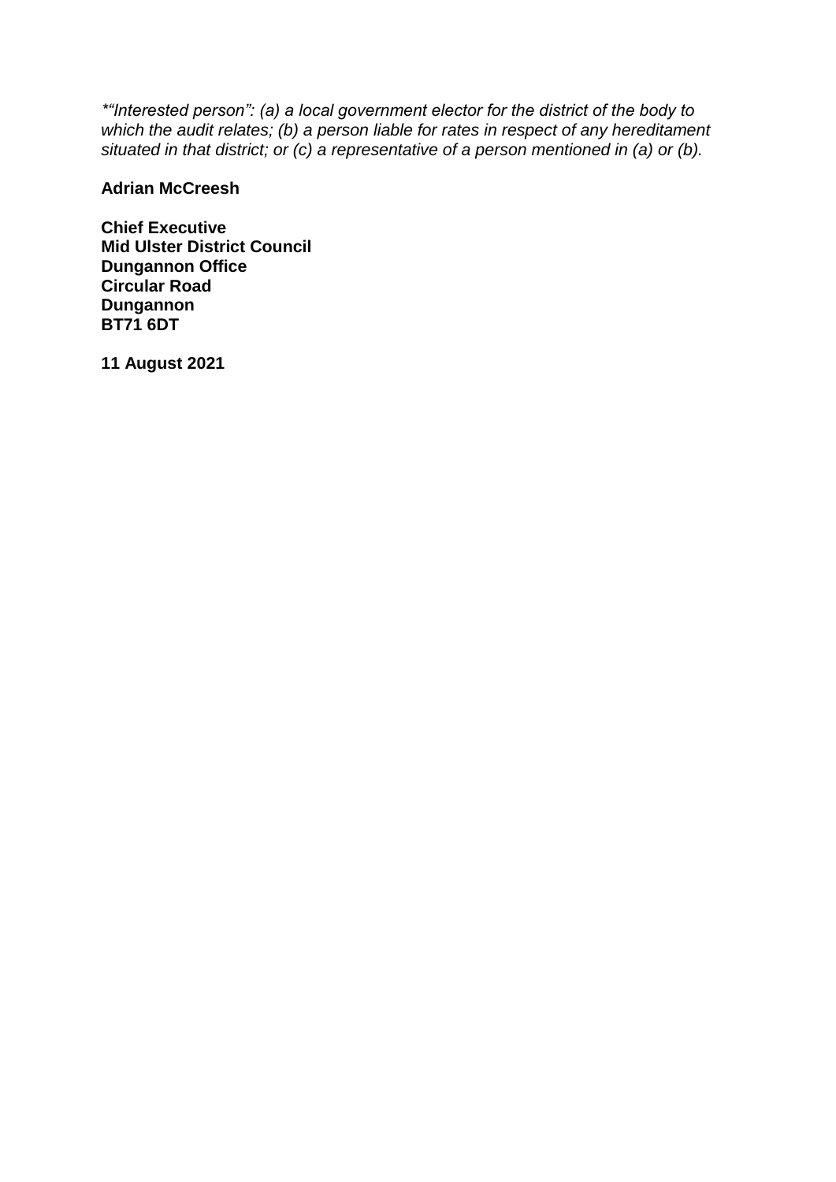*"Interested person": (a) a local government elector for the district of the body to which the audit relates; (b) a person liable for rates in respect of any hereditament situated in that district; or (c) a representative of a person mentioned in (a) or (b).*

**Adrian McCreesh**

**Chief Executive**
**Mid Ulster District Council**
**Dungannon Office**
**Circular Road**
**Dungannon**
**BT71 6DT**

**11 August 2021**